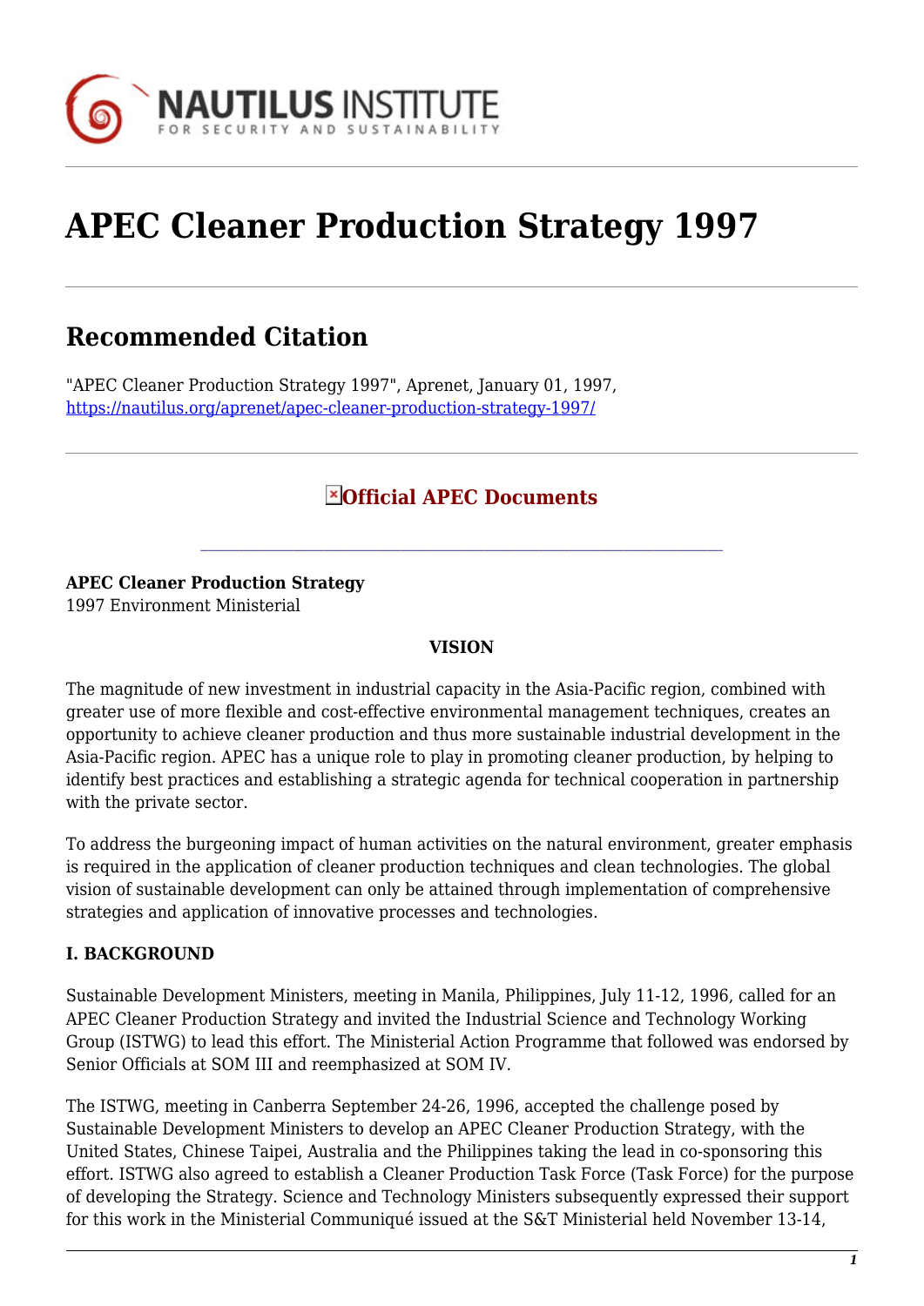# APEC Cleaner Production Strategy 1997

## Recommended Citation

"APEC Cleaner Production Strategy 1997", Aprenet, January 01, 1997, https://nautilus.org/aprenet/apec-cleaner-production-strategy-1997/

### Official APEC Documents

---

**APEC Cleaner Production Strategy**
1997 Environment Ministerial

**VISION**

The magnitude of new investment in industrial capacity in the Asia-Pacific region, combined with greater use of more flexible and cost-effective environmental management techniques, creates an opportunity to achieve cleaner production and thus more sustainable industrial development in the Asia-Pacific region. APEC has a unique role to play in promoting cleaner production, by helping to identify best practices and establishing a strategic agenda for technical cooperation in partnership with the private sector.

To address the burgeoning impact of human activities on the natural environment, greater emphasis is required in the application of cleaner production techniques and clean technologies. The global vision of sustainable development can only be attained through implementation of comprehensive strategies and application of innovative processes and technologies.

**I. BACKGROUND**

Sustainable Development Ministers, meeting in Manila, Philippines, July 11-12, 1996, called for an APEC Cleaner Production Strategy and invited the Industrial Science and Technology Working Group (ISTWG) to lead this effort. The Ministerial Action Programme that followed was endorsed by Senior Officials at SOM III and reemphasized at SOM IV.

The ISTWG, meeting in Canberra September 24-26, 1996, accepted the challenge posed by Sustainable Development Ministers to develop an APEC Cleaner Production Strategy, with the United States, Chinese Taipei, Australia and the Philippines taking the lead in co-sponsoring this effort. ISTWG also agreed to establish a Cleaner Production Task Force (Task Force) for the purpose of developing the Strategy. Science and Technology Ministers subsequently expressed their support for this work in the Ministerial Communiqué issued at the S&T Ministerial held November 13-14,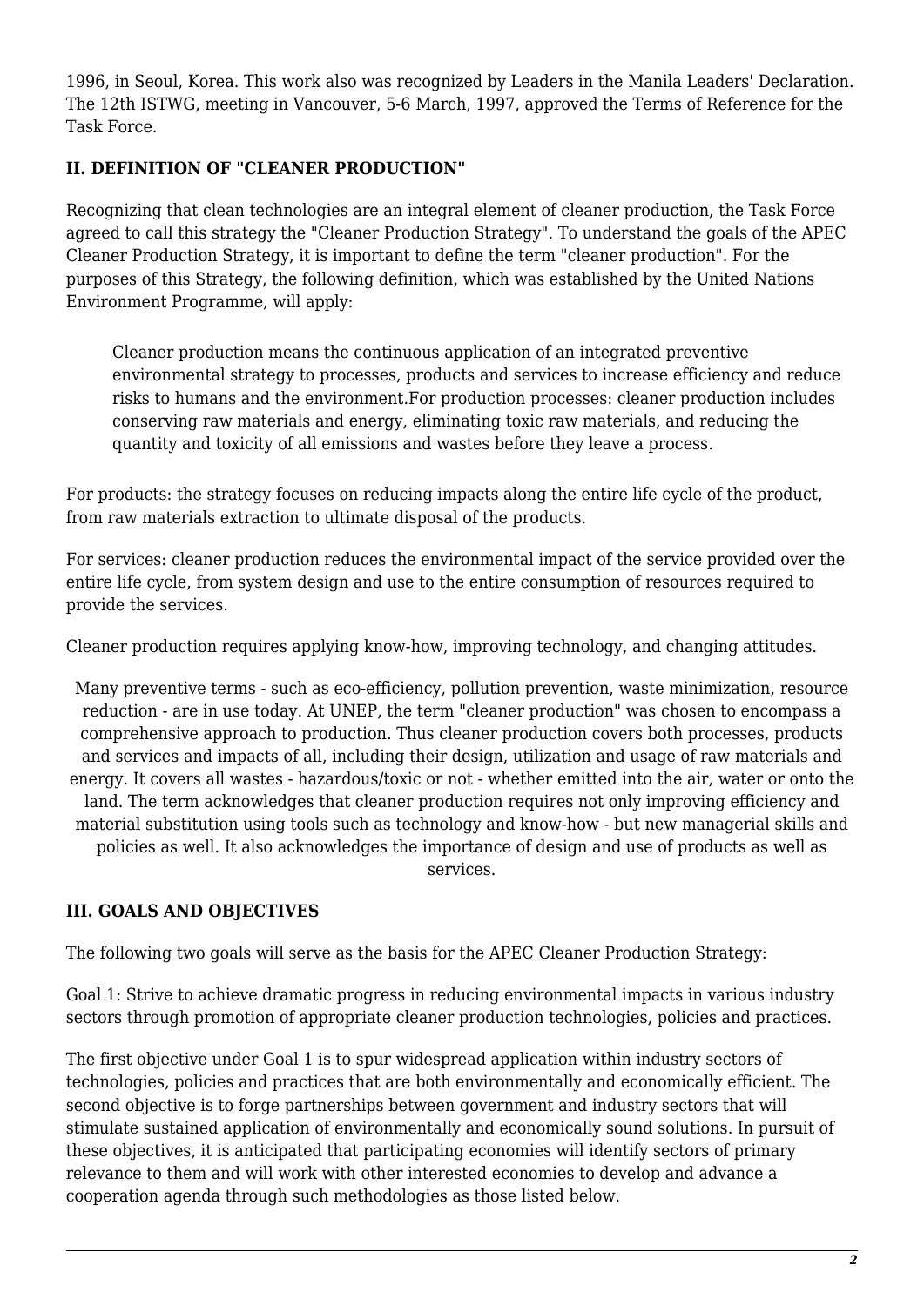1996, in Seoul, Korea. This work also was recognized by Leaders in the Manila Leaders' Declaration. The 12th ISTWG, meeting in Vancouver, 5-6 March, 1997, approved the Terms of Reference for the Task Force.

## II. DEFINITION OF "CLEANER PRODUCTION"

Recognizing that clean technologies are an integral element of cleaner production, the Task Force agreed to call this strategy the "Cleaner Production Strategy". To understand the goals of the APEC Cleaner Production Strategy, it is important to define the term "cleaner production". For the purposes of this Strategy, the following definition, which was established by the United Nations Environment Programme, will apply:

> Cleaner production means the continuous application of an integrated preventive environmental strategy to processes, products and services to increase efficiency and reduce risks to humans and the environment.For production processes: cleaner production includes conserving raw materials and energy, eliminating toxic raw materials, and reducing the quantity and toxicity of all emissions and wastes before they leave a process.

For products: the strategy focuses on reducing impacts along the entire life cycle of the product, from raw materials extraction to ultimate disposal of the products.

For services: cleaner production reduces the environmental impact of the service provided over the entire life cycle, from system design and use to the entire consumption of resources required to provide the services.

Cleaner production requires applying know-how, improving technology, and changing attitudes.

Many preventive terms - such as eco-efficiency, pollution prevention, waste minimization, resource reduction - are in use today. At UNEP, the term "cleaner production" was chosen to encompass a comprehensive approach to production. Thus cleaner production covers both processes, products and services and impacts of all, including their design, utilization and usage of raw materials and energy. It covers all wastes - hazardous/toxic or not - whether emitted into the air, water or onto the land. The term acknowledges that cleaner production requires not only improving efficiency and material substitution using tools such as technology and know-how - but new managerial skills and policies as well. It also acknowledges the importance of design and use of products as well as services.

## III. GOALS AND OBJECTIVES

The following two goals will serve as the basis for the APEC Cleaner Production Strategy:

Goal 1: Strive to achieve dramatic progress in reducing environmental impacts in various industry sectors through promotion of appropriate cleaner production technologies, policies and practices.

The first objective under Goal 1 is to spur widespread application within industry sectors of technologies, policies and practices that are both environmentally and economically efficient. The second objective is to forge partnerships between government and industry sectors that will stimulate sustained application of environmentally and economically sound solutions. In pursuit of these objectives, it is anticipated that participating economies will identify sectors of primary relevance to them and will work with other interested economies to develop and advance a cooperation agenda through such methodologies as those listed below.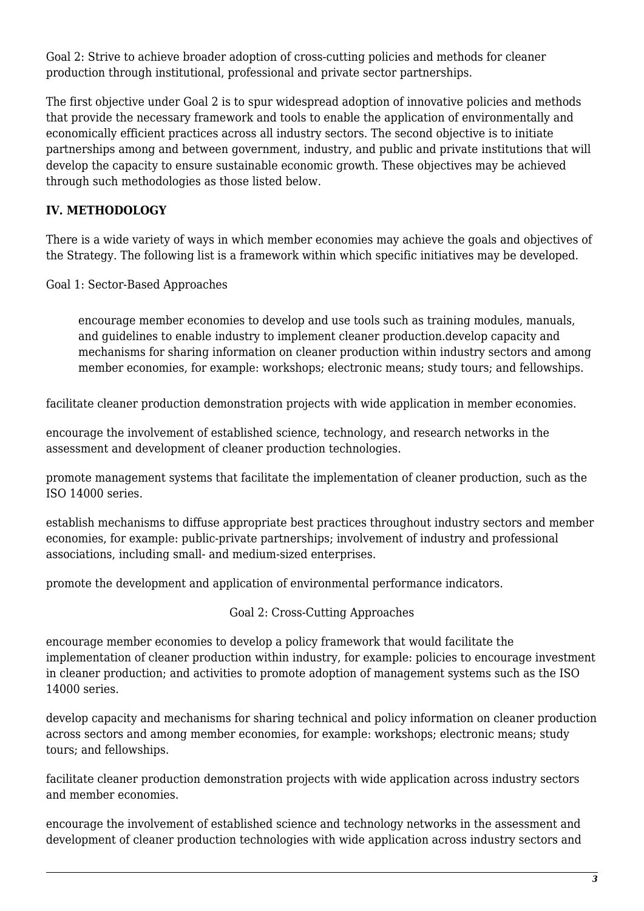Goal 2: Strive to achieve broader adoption of cross-cutting policies and methods for cleaner production through institutional, professional and private sector partnerships.

The first objective under Goal 2 is to spur widespread adoption of innovative policies and methods that provide the necessary framework and tools to enable the application of environmentally and economically efficient practices across all industry sectors. The second objective is to initiate partnerships among and between government, industry, and public and private institutions that will develop the capacity to ensure sustainable economic growth. These objectives may be achieved through such methodologies as those listed below.

## IV. METHODOLOGY

There is a wide variety of ways in which member economies may achieve the goals and objectives of the Strategy. The following list is a framework within which specific initiatives may be developed.

Goal 1: Sector-Based Approaches

> encourage member economies to develop and use tools such as training modules, manuals, and guidelines to enable industry to implement cleaner production.develop capacity and mechanisms for sharing information on cleaner production within industry sectors and among member economies, for example: workshops; electronic means; study tours; and fellowships.

facilitate cleaner production demonstration projects with wide application in member economies.

encourage the involvement of established science, technology, and research networks in the assessment and development of cleaner production technologies.

promote management systems that facilitate the implementation of cleaner production, such as the ISO 14000 series.

establish mechanisms to diffuse appropriate best practices throughout industry sectors and member economies, for example: public-private partnerships; involvement of industry and professional associations, including small- and medium-sized enterprises.

promote the development and application of environmental performance indicators.

Goal 2: Cross-Cutting Approaches

encourage member economies to develop a policy framework that would facilitate the implementation of cleaner production within industry, for example: policies to encourage investment in cleaner production; and activities to promote adoption of management systems such as the ISO 14000 series.

develop capacity and mechanisms for sharing technical and policy information on cleaner production across sectors and among member economies, for example: workshops; electronic means; study tours; and fellowships.

facilitate cleaner production demonstration projects with wide application across industry sectors and member economies.

encourage the involvement of established science and technology networks in the assessment and development of cleaner production technologies with wide application across industry sectors and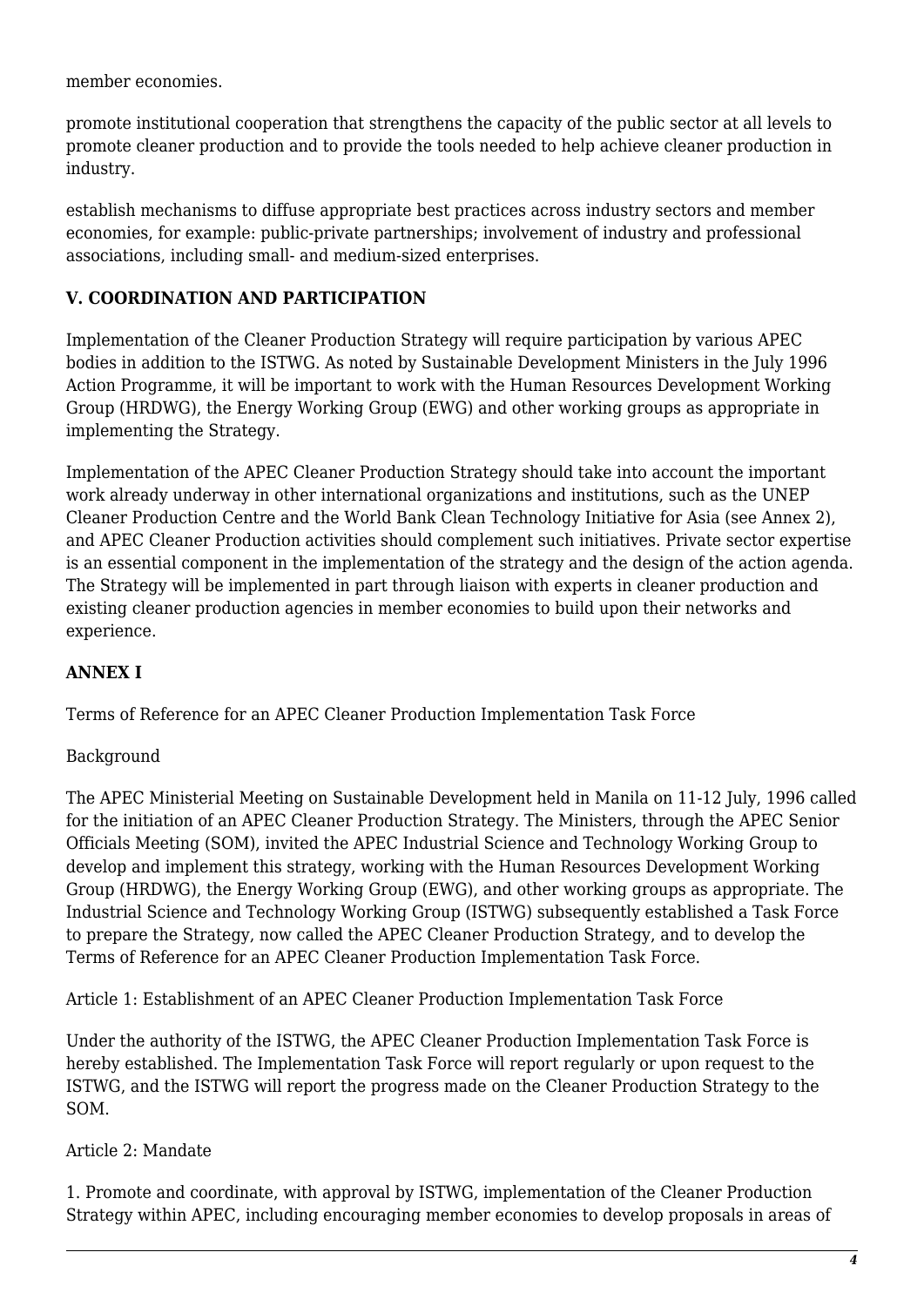member economies.

promote institutional cooperation that strengthens the capacity of the public sector at all levels to promote cleaner production and to provide the tools needed to help achieve cleaner production in industry.

establish mechanisms to diffuse appropriate best practices across industry sectors and member economies, for example: public-private partnerships; involvement of industry and professional associations, including small- and medium-sized enterprises.

### V. COORDINATION AND PARTICIPATION

Implementation of the Cleaner Production Strategy will require participation by various APEC bodies in addition to the ISTWG. As noted by Sustainable Development Ministers in the July 1996 Action Programme, it will be important to work with the Human Resources Development Working Group (HRDWG), the Energy Working Group (EWG) and other working groups as appropriate in implementing the Strategy.

Implementation of the APEC Cleaner Production Strategy should take into account the important work already underway in other international organizations and institutions, such as the UNEP Cleaner Production Centre and the World Bank Clean Technology Initiative for Asia (see Annex 2), and APEC Cleaner Production activities should complement such initiatives. Private sector expertise is an essential component in the implementation of the strategy and the design of the action agenda. The Strategy will be implemented in part through liaison with experts in cleaner production and existing cleaner production agencies in member economies to build upon their networks and experience.

### ANNEX I

Terms of Reference for an APEC Cleaner Production Implementation Task Force

Background

The APEC Ministerial Meeting on Sustainable Development held in Manila on 11-12 July, 1996 called for the initiation of an APEC Cleaner Production Strategy. The Ministers, through the APEC Senior Officials Meeting (SOM), invited the APEC Industrial Science and Technology Working Group to develop and implement this strategy, working with the Human Resources Development Working Group (HRDWG), the Energy Working Group (EWG), and other working groups as appropriate. The Industrial Science and Technology Working Group (ISTWG) subsequently established a Task Force to prepare the Strategy, now called the APEC Cleaner Production Strategy, and to develop the Terms of Reference for an APEC Cleaner Production Implementation Task Force.

Article 1: Establishment of an APEC Cleaner Production Implementation Task Force

Under the authority of the ISTWG, the APEC Cleaner Production Implementation Task Force is hereby established. The Implementation Task Force will report regularly or upon request to the ISTWG, and the ISTWG will report the progress made on the Cleaner Production Strategy to the SOM.

Article 2: Mandate

1. Promote and coordinate, with approval by ISTWG, implementation of the Cleaner Production Strategy within APEC, including encouraging member economies to develop proposals in areas of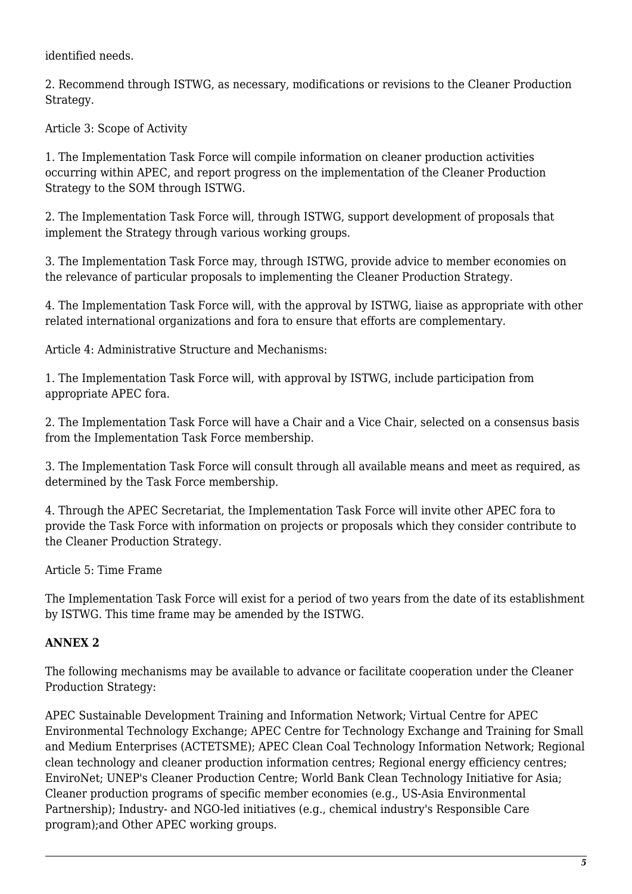identified needs.

2. Recommend through ISTWG, as necessary, modifications or revisions to the Cleaner Production Strategy.

Article 3: Scope of Activity

1. The Implementation Task Force will compile information on cleaner production activities occurring within APEC, and report progress on the implementation of the Cleaner Production Strategy to the SOM through ISTWG.

2. The Implementation Task Force will, through ISTWG, support development of proposals that implement the Strategy through various working groups.

3. The Implementation Task Force may, through ISTWG, provide advice to member economies on the relevance of particular proposals to implementing the Cleaner Production Strategy.

4. The Implementation Task Force will, with the approval by ISTWG, liaise as appropriate with other related international organizations and fora to ensure that efforts are complementary.

Article 4: Administrative Structure and Mechanisms:

1. The Implementation Task Force will, with approval by ISTWG, include participation from appropriate APEC fora.

2. The Implementation Task Force will have a Chair and a Vice Chair, selected on a consensus basis from the Implementation Task Force membership.

3. The Implementation Task Force will consult through all available means and meet as required, as determined by the Task Force membership.

4. Through the APEC Secretariat, the Implementation Task Force will invite other APEC fora to provide the Task Force with information on projects or proposals which they consider contribute to the Cleaner Production Strategy.

Article 5: Time Frame

The Implementation Task Force will exist for a period of two years from the date of its establishment by ISTWG. This time frame may be amended by the ISTWG.

**ANNEX 2**

The following mechanisms may be available to advance or facilitate cooperation under the Cleaner Production Strategy:

APEC Sustainable Development Training and Information Network; Virtual Centre for APEC Environmental Technology Exchange; APEC Centre for Technology Exchange and Training for Small and Medium Enterprises (ACTETSME); APEC Clean Coal Technology Information Network; Regional clean technology and cleaner production information centres; Regional energy efficiency centres; EnviroNet; UNEP's Cleaner Production Centre; World Bank Clean Technology Initiative for Asia; Cleaner production programs of specific member economies (e.g., US-Asia Environmental Partnership); Industry- and NGO-led initiatives (e.g., chemical industry's Responsible Care program);and Other APEC working groups.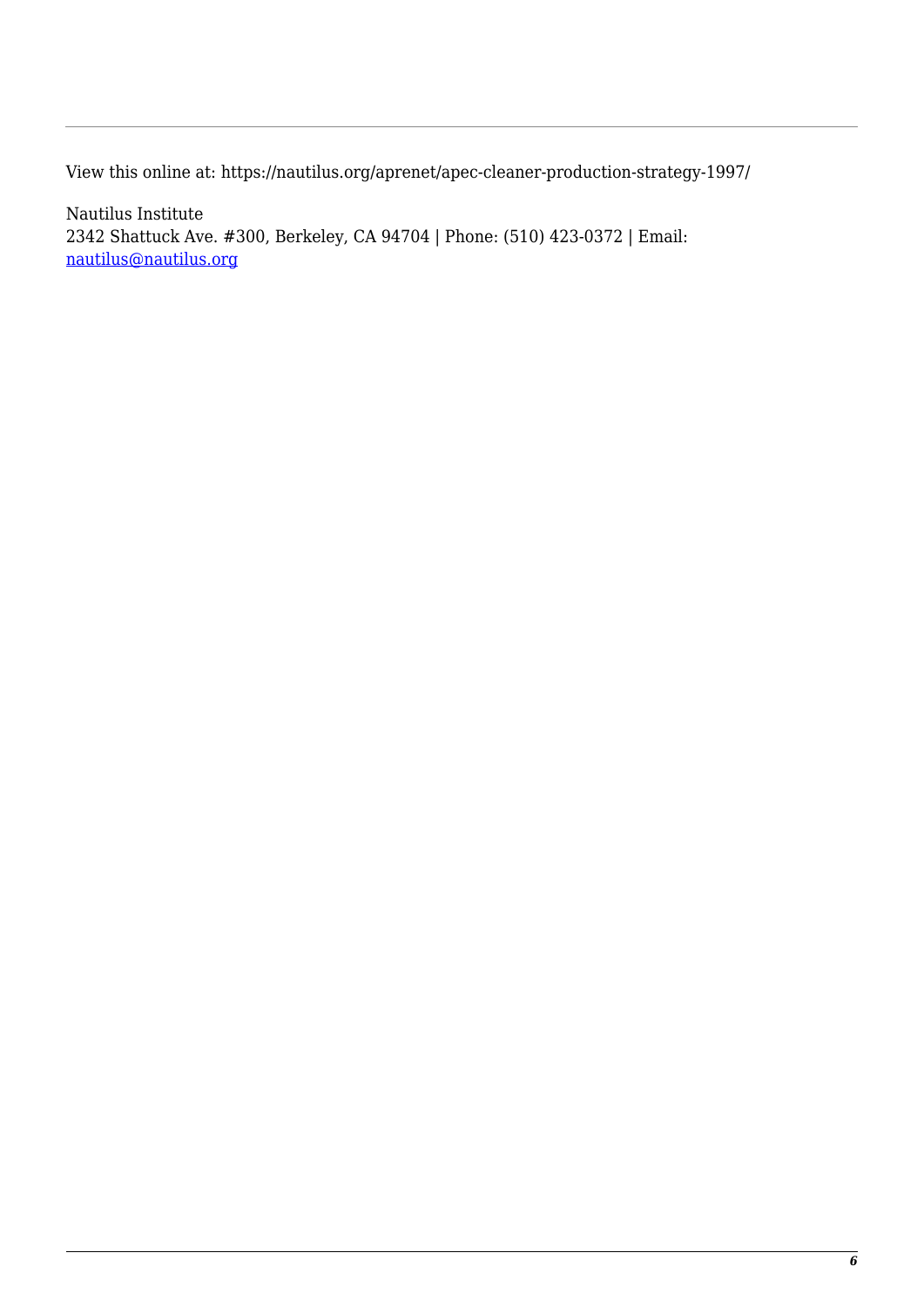View this online at: https://nautilus.org/aprenet/apec-cleaner-production-strategy-1997/

Nautilus Institute
2342 Shattuck Ave. #300, Berkeley, CA 94704 | Phone: (510) 423-0372 | Email: [nautilus@nautilus.org](mailto:nautilus@nautilus.org)